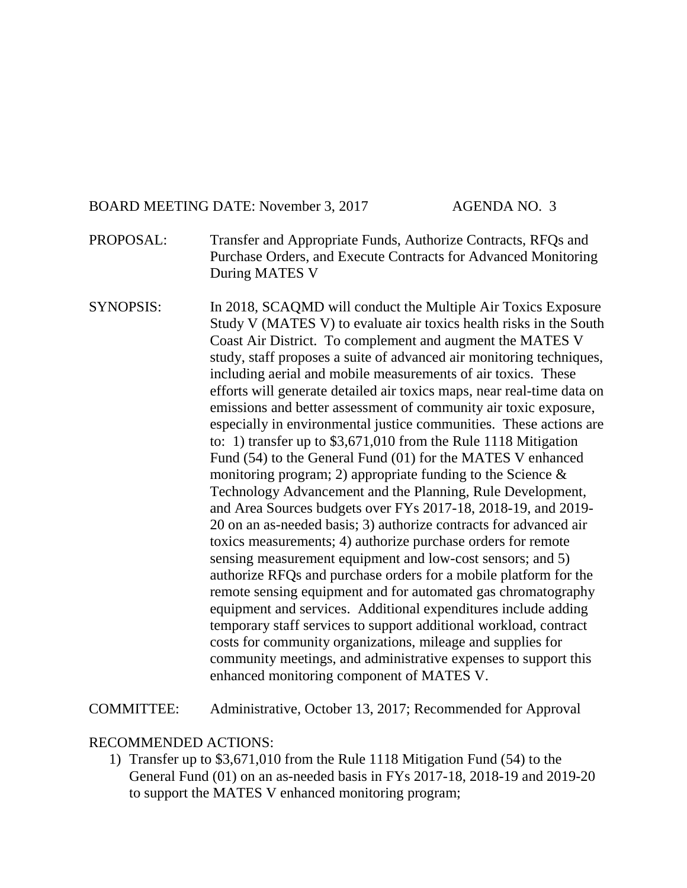BOARD MEETING DATE: November 3, 2017 AGENDA NO. 3

PROPOSAL: Transfer and Appropriate Funds, Authorize Contracts, RFQs and Purchase Orders, and Execute Contracts for Advanced Monitoring During MATES V

SYNOPSIS: In 2018, SCAQMD will conduct the Multiple Air Toxics Exposure Study V (MATES V) to evaluate air toxics health risks in the South Coast Air District. To complement and augment the MATES V study, staff proposes a suite of advanced air monitoring techniques, including aerial and mobile measurements of air toxics. These efforts will generate detailed air toxics maps, near real-time data on emissions and better assessment of community air toxic exposure, especially in environmental justice communities. These actions are to: 1) transfer up to $3,671,010 from the Rule 1118 Mitigation Fund (54) to the General Fund (01) for the MATES V enhanced monitoring program; 2) appropriate funding to the Science & Technology Advancement and the Planning, Rule Development, and Area Sources budgets over FYs 2017-18, 2018-19, and 2019-20 on an as-needed basis; 3) authorize contracts for advanced air toxics measurements; 4) authorize purchase orders for remote sensing measurement equipment and low-cost sensors; and 5) authorize RFQs and purchase orders for a mobile platform for the remote sensing equipment and for automated gas chromatography equipment and services. Additional expenditures include adding temporary staff services to support additional workload, contract costs for community organizations, mileage and supplies for community meetings, and administrative expenses to support this enhanced monitoring component of MATES V.

COMMITTEE: Administrative, October 13, 2017; Recommended for Approval

RECOMMENDED ACTIONS:

1) Transfer up to $3,671,010 from the Rule 1118 Mitigation Fund (54) to the General Fund (01) on an as-needed basis in FYs 2017-18, 2018-19 and 2019-20 to support the MATES V enhanced monitoring program;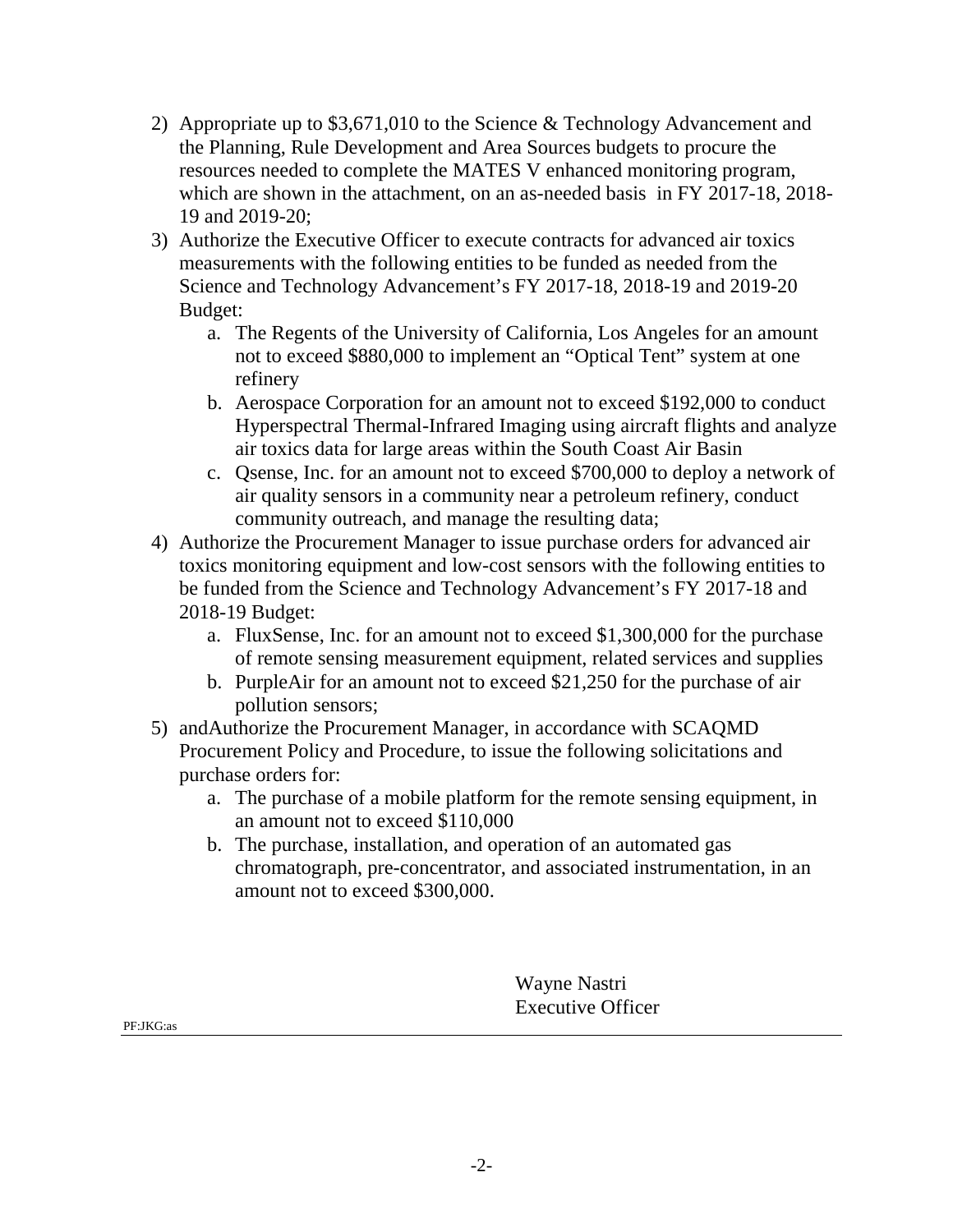2) Appropriate up to $3,671,010 to the Science & Technology Advancement and the Planning, Rule Development and Area Sources budgets to procure the resources needed to complete the MATES V enhanced monitoring program, which are shown in the attachment, on an as-needed basis in FY 2017-18, 2018-19 and 2019-20;
3) Authorize the Executive Officer to execute contracts for advanced air toxics measurements with the following entities to be funded as needed from the Science and Technology Advancement's FY 2017-18, 2018-19 and 2019-20 Budget:
    a. The Regents of the University of California, Los Angeles for an amount not to exceed $880,000 to implement an "Optical Tent" system at one refinery
    b. Aerospace Corporation for an amount not to exceed $192,000 to conduct Hyperspectral Thermal-Infrared Imaging using aircraft flights and analyze air toxics data for large areas within the South Coast Air Basin
    c. Qsense, Inc. for an amount not to exceed $700,000 to deploy a network of air quality sensors in a community near a petroleum refinery, conduct community outreach, and manage the resulting data;
4) Authorize the Procurement Manager to issue purchase orders for advanced air toxics monitoring equipment and low-cost sensors with the following entities to be funded from the Science and Technology Advancement's FY 2017-18 and 2018-19 Budget:
    a. FluxSense, Inc. for an amount not to exceed $1,300,000 for the purchase of remote sensing measurement equipment, related services and supplies
    b. PurpleAir for an amount not to exceed $21,250 for the purchase of air pollution sensors;
5) andAuthorize the Procurement Manager, in accordance with SCAQMD Procurement Policy and Procedure, to issue the following solicitations and purchase orders for:
    a. The purchase of a mobile platform for the remote sensing equipment, in an amount not to exceed $110,000
    b. The purchase, installation, and operation of an automated gas chromatograph, pre-concentrator, and associated instrumentation, in an amount not to exceed $300,000.

Wayne Nastri
Executive Officer

PF:JKG:as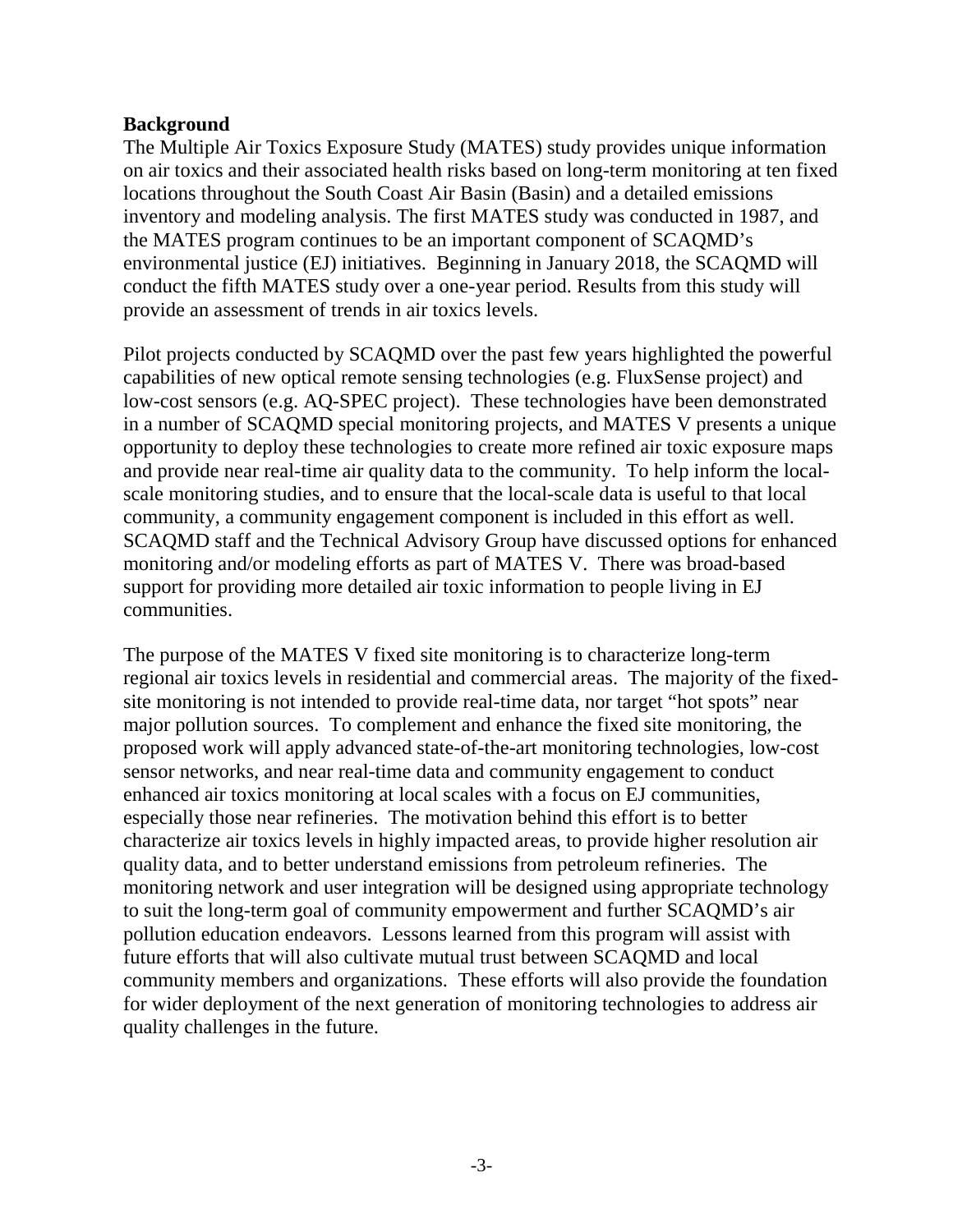**Background**

The Multiple Air Toxics Exposure Study (MATES) study provides unique information on air toxics and their associated health risks based on long-term monitoring at ten fixed locations throughout the South Coast Air Basin (Basin) and a detailed emissions inventory and modeling analysis. The first MATES study was conducted in 1987, and the MATES program continues to be an important component of SCAQMD's environmental justice (EJ) initiatives. Beginning in January 2018, the SCAQMD will conduct the fifth MATES study over a one-year period. Results from this study will provide an assessment of trends in air toxics levels.

Pilot projects conducted by SCAQMD over the past few years highlighted the powerful capabilities of new optical remote sensing technologies (e.g. FluxSense project) and low-cost sensors (e.g. AQ-SPEC project). These technologies have been demonstrated in a number of SCAQMD special monitoring projects, and MATES V presents a unique opportunity to deploy these technologies to create more refined air toxic exposure maps and provide near real-time air quality data to the community. To help inform the local-scale monitoring studies, and to ensure that the local-scale data is useful to that local community, a community engagement component is included in this effort as well. SCAQMD staff and the Technical Advisory Group have discussed options for enhanced monitoring and/or modeling efforts as part of MATES V. There was broad-based support for providing more detailed air toxic information to people living in EJ communities.

The purpose of the MATES V fixed site monitoring is to characterize long-term regional air toxics levels in residential and commercial areas. The majority of the fixed-site monitoring is not intended to provide real-time data, nor target "hot spots" near major pollution sources. To complement and enhance the fixed site monitoring, the proposed work will apply advanced state-of-the-art monitoring technologies, low-cost sensor networks, and near real-time data and community engagement to conduct enhanced air toxics monitoring at local scales with a focus on EJ communities, especially those near refineries. The motivation behind this effort is to better characterize air toxics levels in highly impacted areas, to provide higher resolution air quality data, and to better understand emissions from petroleum refineries. The monitoring network and user integration will be designed using appropriate technology to suit the long-term goal of community empowerment and further SCAQMD's air pollution education endeavors. Lessons learned from this program will assist with future efforts that will also cultivate mutual trust between SCAQMD and local community members and organizations. These efforts will also provide the foundation for wider deployment of the next generation of monitoring technologies to address air quality challenges in the future.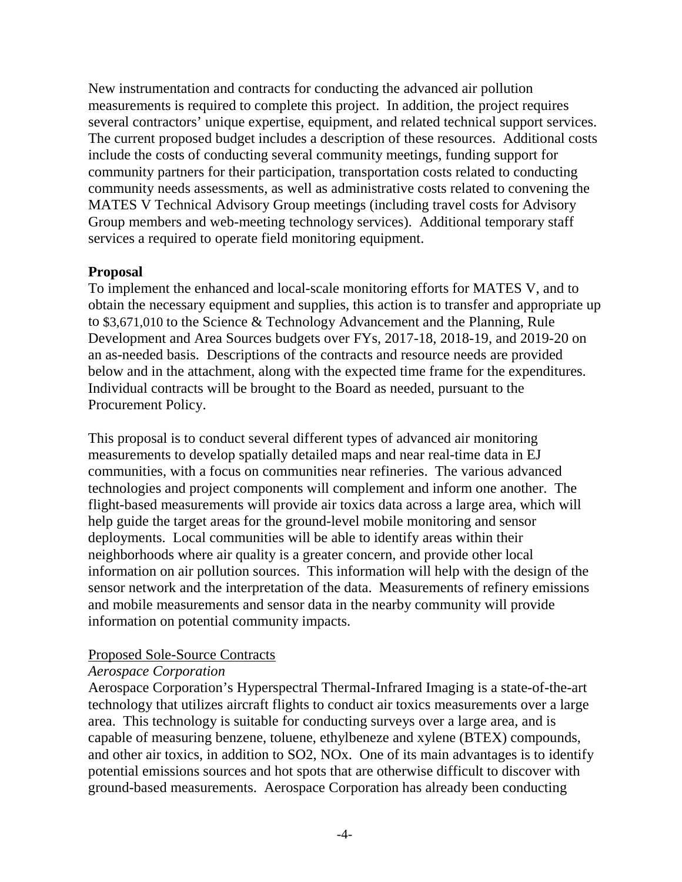New instrumentation and contracts for conducting the advanced air pollution measurements is required to complete this project. In addition, the project requires several contractors' unique expertise, equipment, and related technical support services. The current proposed budget includes a description of these resources. Additional costs include the costs of conducting several community meetings, funding support for community partners for their participation, transportation costs related to conducting community needs assessments, as well as administrative costs related to convening the MATES V Technical Advisory Group meetings (including travel costs for Advisory Group members and web-meeting technology services). Additional temporary staff services a required to operate field monitoring equipment.

**Proposal**

To implement the enhanced and local-scale monitoring efforts for MATES V, and to obtain the necessary equipment and supplies, this action is to transfer and appropriate up to $3,671,010 to the Science & Technology Advancement and the Planning, Rule Development and Area Sources budgets over FYs, 2017-18, 2018-19, and 2019-20 on an as-needed basis. Descriptions of the contracts and resource needs are provided below and in the attachment, along with the expected time frame for the expenditures. Individual contracts will be brought to the Board as needed, pursuant to the Procurement Policy.

This proposal is to conduct several different types of advanced air monitoring measurements to develop spatially detailed maps and near real-time data in EJ communities, with a focus on communities near refineries. The various advanced technologies and project components will complement and inform one another. The flight-based measurements will provide air toxics data across a large area, which will help guide the target areas for the ground-level mobile monitoring and sensor deployments. Local communities will be able to identify areas within their neighborhoods where air quality is a greater concern, and provide other local information on air pollution sources. This information will help with the design of the sensor network and the interpretation of the data. Measurements of refinery emissions and mobile measurements and sensor data in the nearby community will provide information on potential community impacts.

<u>Proposed Sole-Source Contracts</u>

*Aerospace Corporation*

Aerospace Corporation's Hyperspectral Thermal-Infrared Imaging is a state-of-the-art technology that utilizes aircraft flights to conduct air toxics measurements over a large area. This technology is suitable for conducting surveys over a large area, and is capable of measuring benzene, toluene, ethylbeneze and xylene (BTEX) compounds, and other air toxics, in addition to $SO2$, $NOx$. One of its main advantages is to identify potential emissions sources and hot spots that are otherwise difficult to discover with ground-based measurements. Aerospace Corporation has already been conducting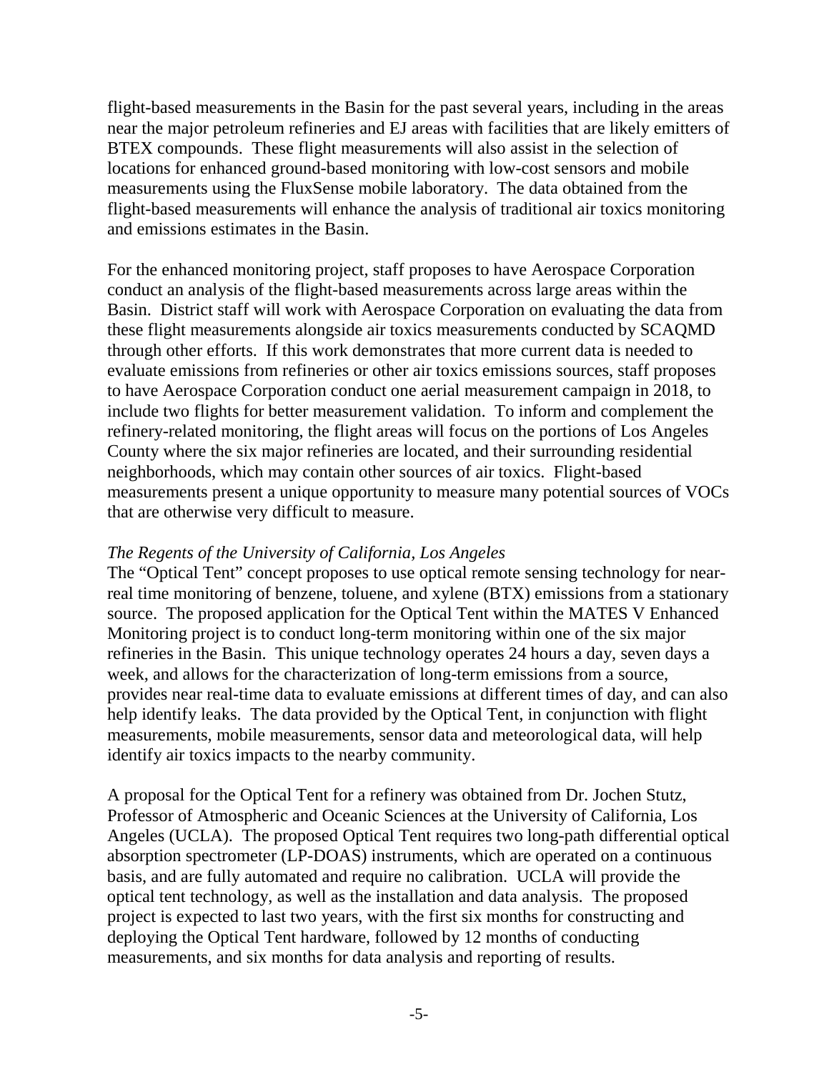flight-based measurements in the Basin for the past several years, including in the areas near the major petroleum refineries and EJ areas with facilities that are likely emitters of BTEX compounds. These flight measurements will also assist in the selection of locations for enhanced ground-based monitoring with low-cost sensors and mobile measurements using the FluxSense mobile laboratory. The data obtained from the flight-based measurements will enhance the analysis of traditional air toxics monitoring and emissions estimates in the Basin.

For the enhanced monitoring project, staff proposes to have Aerospace Corporation conduct an analysis of the flight-based measurements across large areas within the Basin. District staff will work with Aerospace Corporation on evaluating the data from these flight measurements alongside air toxics measurements conducted by SCAQMD through other efforts. If this work demonstrates that more current data is needed to evaluate emissions from refineries or other air toxics emissions sources, staff proposes to have Aerospace Corporation conduct one aerial measurement campaign in 2018, to include two flights for better measurement validation. To inform and complement the refinery-related monitoring, the flight areas will focus on the portions of Los Angeles County where the six major refineries are located, and their surrounding residential neighborhoods, which may contain other sources of air toxics. Flight-based measurements present a unique opportunity to measure many potential sources of VOCs that are otherwise very difficult to measure.

*The Regents of the University of California, Los Angeles*

The "Optical Tent" concept proposes to use optical remote sensing technology for near-real time monitoring of benzene, toluene, and xylene (BTX) emissions from a stationary source. The proposed application for the Optical Tent within the MATES V Enhanced Monitoring project is to conduct long-term monitoring within one of the six major refineries in the Basin. This unique technology operates 24 hours a day, seven days a week, and allows for the characterization of long-term emissions from a source, provides near real-time data to evaluate emissions at different times of day, and can also help identify leaks. The data provided by the Optical Tent, in conjunction with flight measurements, mobile measurements, sensor data and meteorological data, will help identify air toxics impacts to the nearby community.

A proposal for the Optical Tent for a refinery was obtained from Dr. Jochen Stutz, Professor of Atmospheric and Oceanic Sciences at the University of California, Los Angeles (UCLA). The proposed Optical Tent requires two long-path differential optical absorption spectrometer (LP-DOAS) instruments, which are operated on a continuous basis, and are fully automated and require no calibration. UCLA will provide the optical tent technology, as well as the installation and data analysis. The proposed project is expected to last two years, with the first six months for constructing and deploying the Optical Tent hardware, followed by 12 months of conducting measurements, and six months for data analysis and reporting of results.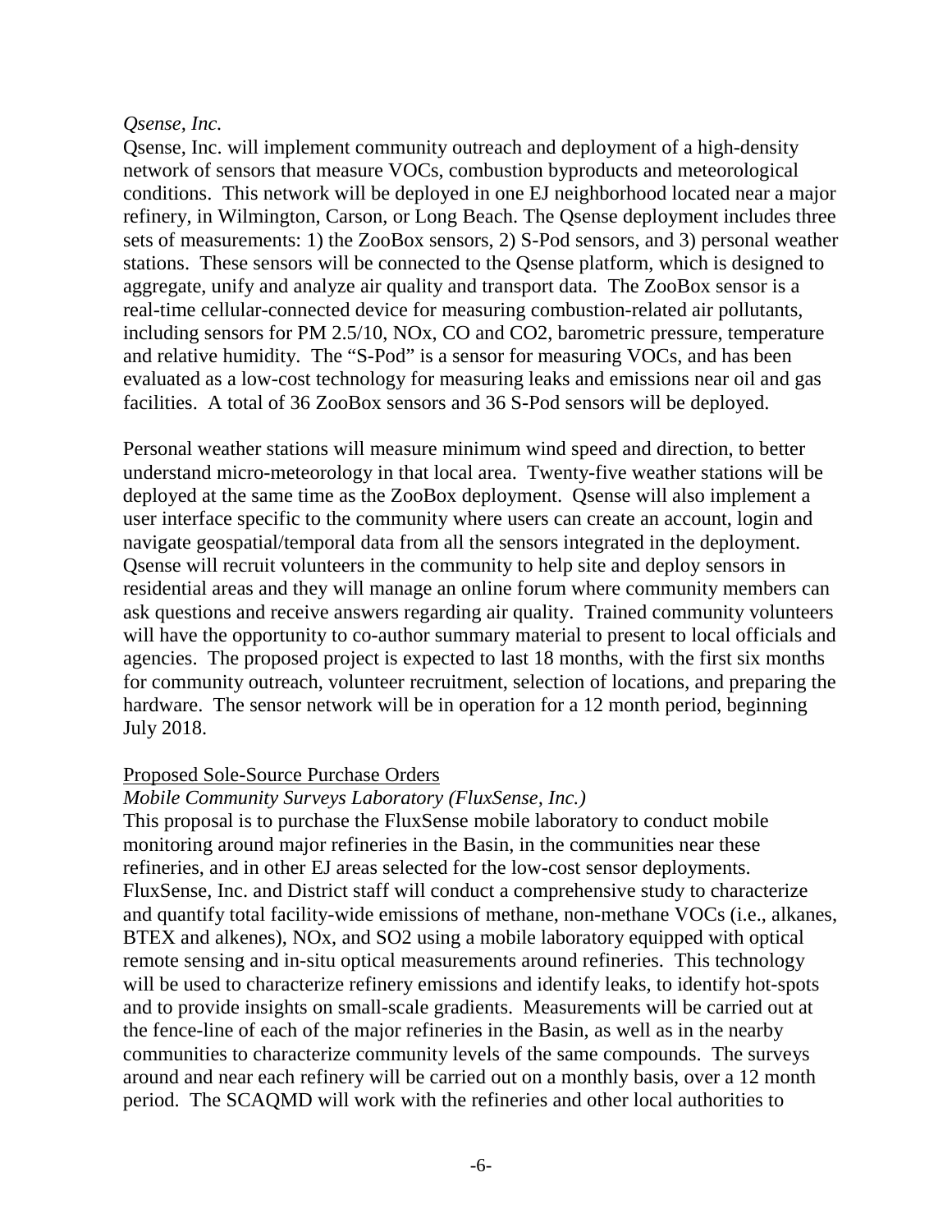*Qsense, Inc.*

Qsense, Inc. will implement community outreach and deployment of a high-density network of sensors that measure VOCs, combustion byproducts and meteorological conditions. This network will be deployed in one EJ neighborhood located near a major refinery, in Wilmington, Carson, or Long Beach. The Qsense deployment includes three sets of measurements: 1) the ZooBox sensors, 2) S-Pod sensors, and 3) personal weather stations. These sensors will be connected to the Qsense platform, which is designed to aggregate, unify and analyze air quality and transport data. The ZooBox sensor is a real-time cellular-connected device for measuring combustion-related air pollutants, including sensors for PM 2.5/10, NOx, CO and $CO_2$, barometric pressure, temperature and relative humidity. The "S-Pod" is a sensor for measuring VOCs, and has been evaluated as a low-cost technology for measuring leaks and emissions near oil and gas facilities. A total of 36 ZooBox sensors and 36 S-Pod sensors will be deployed.

Personal weather stations will measure minimum wind speed and direction, to better understand micro-meteorology in that local area. Twenty-five weather stations will be deployed at the same time as the ZooBox deployment. Qsense will also implement a user interface specific to the community where users can create an account, login and navigate geospatial/temporal data from all the sensors integrated in the deployment. Qsense will recruit volunteers in the community to help site and deploy sensors in residential areas and they will manage an online forum where community members can ask questions and receive answers regarding air quality. Trained community volunteers will have the opportunity to co-author summary material to present to local officials and agencies. The proposed project is expected to last 18 months, with the first six months for community outreach, volunteer recruitment, selection of locations, and preparing the hardware. The sensor network will be in operation for a 12 month period, beginning July 2018.

Proposed Sole-Source Purchase Orders

*Mobile Community Surveys Laboratory (FluxSense, Inc.)*

This proposal is to purchase the FluxSense mobile laboratory to conduct mobile monitoring around major refineries in the Basin, in the communities near these refineries, and in other EJ areas selected for the low-cost sensor deployments. FluxSense, Inc. and District staff will conduct a comprehensive study to characterize and quantify total facility-wide emissions of methane, non-methane VOCs (i.e., alkanes, BTEX and alkenes), NOx, and $SO_2$ using a mobile laboratory equipped with optical remote sensing and in-situ optical measurements around refineries. This technology will be used to characterize refinery emissions and identify leaks, to identify hot-spots and to provide insights on small-scale gradients. Measurements will be carried out at the fence-line of each of the major refineries in the Basin, as well as in the nearby communities to characterize community levels of the same compounds. The surveys around and near each refinery will be carried out on a monthly basis, over a 12 month period. The SCAQMD will work with the refineries and other local authorities to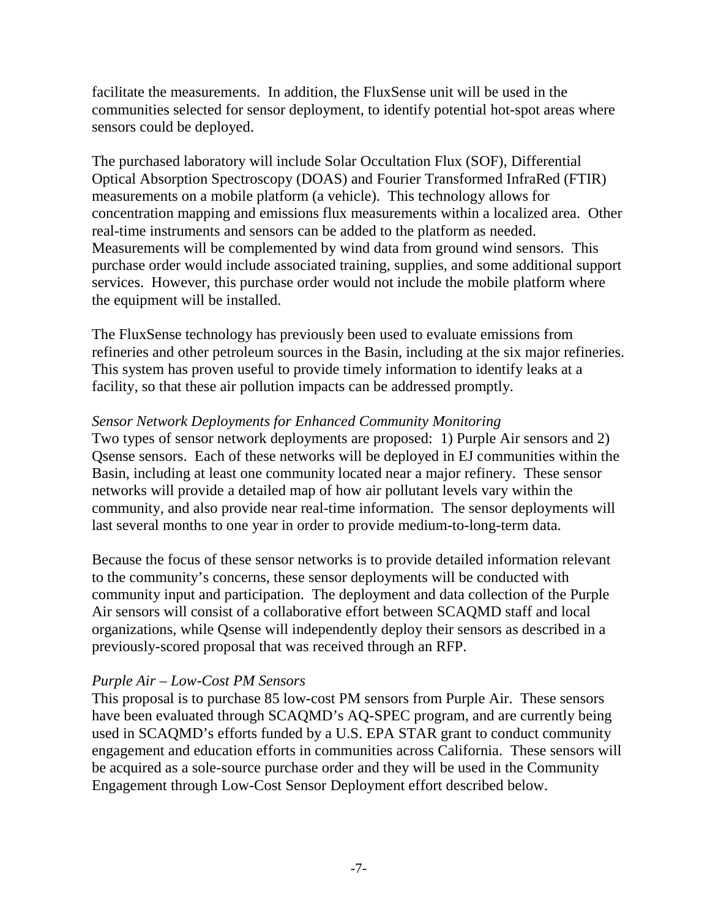facilitate the measurements. In addition, the FluxSense unit will be used in the communities selected for sensor deployment, to identify potential hot-spot areas where sensors could be deployed.

The purchased laboratory will include Solar Occultation Flux (SOF), Differential Optical Absorption Spectroscopy (DOAS) and Fourier Transformed InfraRed (FTIR) measurements on a mobile platform (a vehicle). This technology allows for concentration mapping and emissions flux measurements within a localized area. Other real-time instruments and sensors can be added to the platform as needed. Measurements will be complemented by wind data from ground wind sensors. This purchase order would include associated training, supplies, and some additional support services. However, this purchase order would not include the mobile platform where the equipment will be installed.

The FluxSense technology has previously been used to evaluate emissions from refineries and other petroleum sources in the Basin, including at the six major refineries. This system has proven useful to provide timely information to identify leaks at a facility, so that these air pollution impacts can be addressed promptly.

*Sensor Network Deployments for Enhanced Community Monitoring*

Two types of sensor network deployments are proposed: 1) Purple Air sensors and 2) Qsense sensors. Each of these networks will be deployed in EJ communities within the Basin, including at least one community located near a major refinery. These sensor networks will provide a detailed map of how air pollutant levels vary within the community, and also provide near real-time information. The sensor deployments will last several months to one year in order to provide medium-to-long-term data.

Because the focus of these sensor networks is to provide detailed information relevant to the community's concerns, these sensor deployments will be conducted with community input and participation. The deployment and data collection of the Purple Air sensors will consist of a collaborative effort between SCAQMD staff and local organizations, while Qsense will independently deploy their sensors as described in a previously-scored proposal that was received through an RFP.

*Purple Air – Low-Cost PM Sensors*

This proposal is to purchase 85 low-cost PM sensors from Purple Air. These sensors have been evaluated through SCAQMD's AQ-SPEC program, and are currently being used in SCAQMD's efforts funded by a U.S. EPA STAR grant to conduct community engagement and education efforts in communities across California. These sensors will be acquired as a sole-source purchase order and they will be used in the Community Engagement through Low-Cost Sensor Deployment effort described below.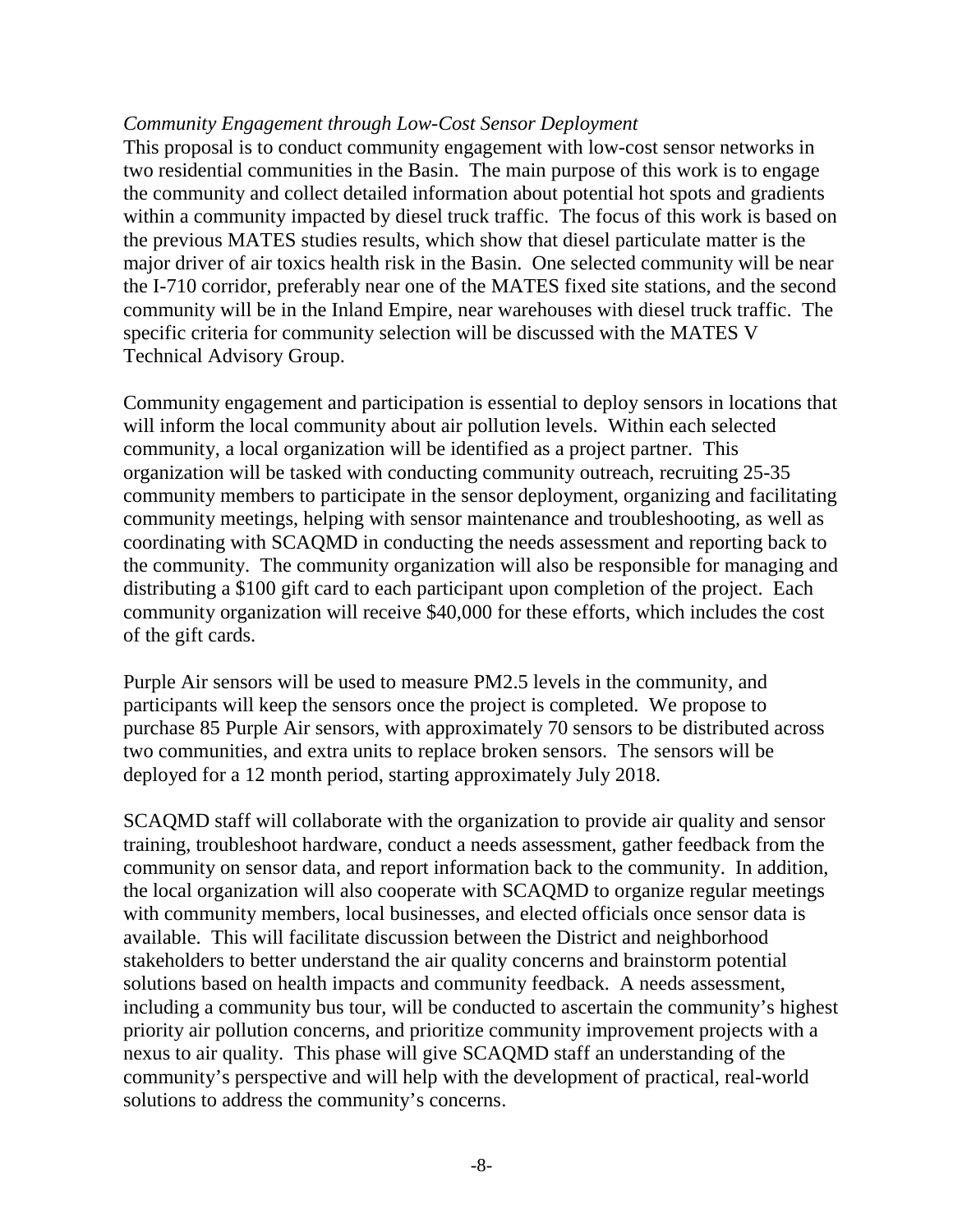*Community Engagement through Low-Cost Sensor Deployment*

This proposal is to conduct community engagement with low-cost sensor networks in two residential communities in the Basin. The main purpose of this work is to engage the community and collect detailed information about potential hot spots and gradients within a community impacted by diesel truck traffic. The focus of this work is based on the previous MATES studies results, which show that diesel particulate matter is the major driver of air toxics health risk in the Basin. One selected community will be near the I-710 corridor, preferably near one of the MATES fixed site stations, and the second community will be in the Inland Empire, near warehouses with diesel truck traffic. The specific criteria for community selection will be discussed with the MATES V Technical Advisory Group.

Community engagement and participation is essential to deploy sensors in locations that will inform the local community about air pollution levels. Within each selected community, a local organization will be identified as a project partner. This organization will be tasked with conducting community outreach, recruiting 25-35 community members to participate in the sensor deployment, organizing and facilitating community meetings, helping with sensor maintenance and troubleshooting, as well as coordinating with SCAQMD in conducting the needs assessment and reporting back to the community. The community organization will also be responsible for managing and distributing a $100 gift card to each participant upon completion of the project. Each community organization will receive $40,000 for these efforts, which includes the cost of the gift cards.

Purple Air sensors will be used to measure PM2.5 levels in the community, and participants will keep the sensors once the project is completed. We propose to purchase 85 Purple Air sensors, with approximately 70 sensors to be distributed across two communities, and extra units to replace broken sensors. The sensors will be deployed for a 12 month period, starting approximately July 2018.

SCAQMD staff will collaborate with the organization to provide air quality and sensor training, troubleshoot hardware, conduct a needs assessment, gather feedback from the community on sensor data, and report information back to the community. In addition, the local organization will also cooperate with SCAQMD to organize regular meetings with community members, local businesses, and elected officials once sensor data is available. This will facilitate discussion between the District and neighborhood stakeholders to better understand the air quality concerns and brainstorm potential solutions based on health impacts and community feedback. A needs assessment, including a community bus tour, will be conducted to ascertain the community's highest priority air pollution concerns, and prioritize community improvement projects with a nexus to air quality. This phase will give SCAQMD staff an understanding of the community's perspective and will help with the development of practical, real-world solutions to address the community's concerns.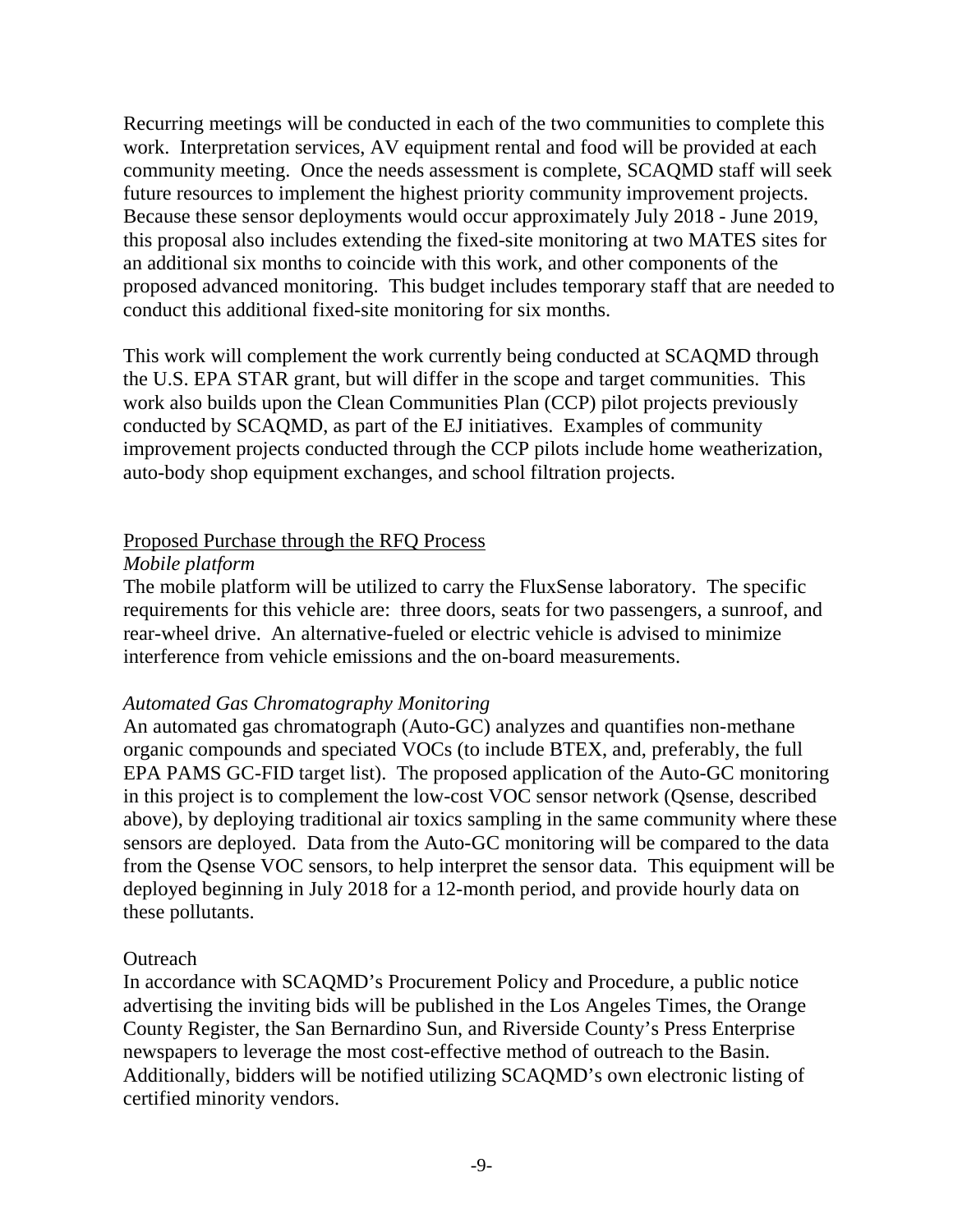Recurring meetings will be conducted in each of the two communities to complete this work. Interpretation services, AV equipment rental and food will be provided at each community meeting. Once the needs assessment is complete, SCAQMD staff will seek future resources to implement the highest priority community improvement projects. Because these sensor deployments would occur approximately July 2018 - June 2019, this proposal also includes extending the fixed-site monitoring at two MATES sites for an additional six months to coincide with this work, and other components of the proposed advanced monitoring. This budget includes temporary staff that are needed to conduct this additional fixed-site monitoring for six months.

This work will complement the work currently being conducted at SCAQMD through the U.S. EPA STAR grant, but will differ in the scope and target communities. This work also builds upon the Clean Communities Plan (CCP) pilot projects previously conducted by SCAQMD, as part of the EJ initiatives. Examples of community improvement projects conducted through the CCP pilots include home weatherization, auto-body shop equipment exchanges, and school filtration projects.

<u>Proposed Purchase through the RFQ Process</u>

*Mobile platform*

The mobile platform will be utilized to carry the FluxSense laboratory. The specific requirements for this vehicle are: three doors, seats for two passengers, a sunroof, and rear-wheel drive. An alternative-fueled or electric vehicle is advised to minimize interference from vehicle emissions and the on-board measurements.

*Automated Gas Chromatography Monitoring*

An automated gas chromatograph (Auto-GC) analyzes and quantifies non-methane organic compounds and speciated VOCs (to include BTEX, and, preferably, the full EPA PAMS GC-FID target list). The proposed application of the Auto-GC monitoring in this project is to complement the low-cost VOC sensor network (Qsense, described above), by deploying traditional air toxics sampling in the same community where these sensors are deployed. Data from the Auto-GC monitoring will be compared to the data from the Qsense VOC sensors, to help interpret the sensor data. This equipment will be deployed beginning in July 2018 for a 12-month period, and provide hourly data on these pollutants.

Outreach

In accordance with SCAQMD's Procurement Policy and Procedure, a public notice advertising the inviting bids will be published in the Los Angeles Times, the Orange County Register, the San Bernardino Sun, and Riverside County's Press Enterprise newspapers to leverage the most cost-effective method of outreach to the Basin. Additionally, bidders will be notified utilizing SCAQMD's own electronic listing of certified minority vendors.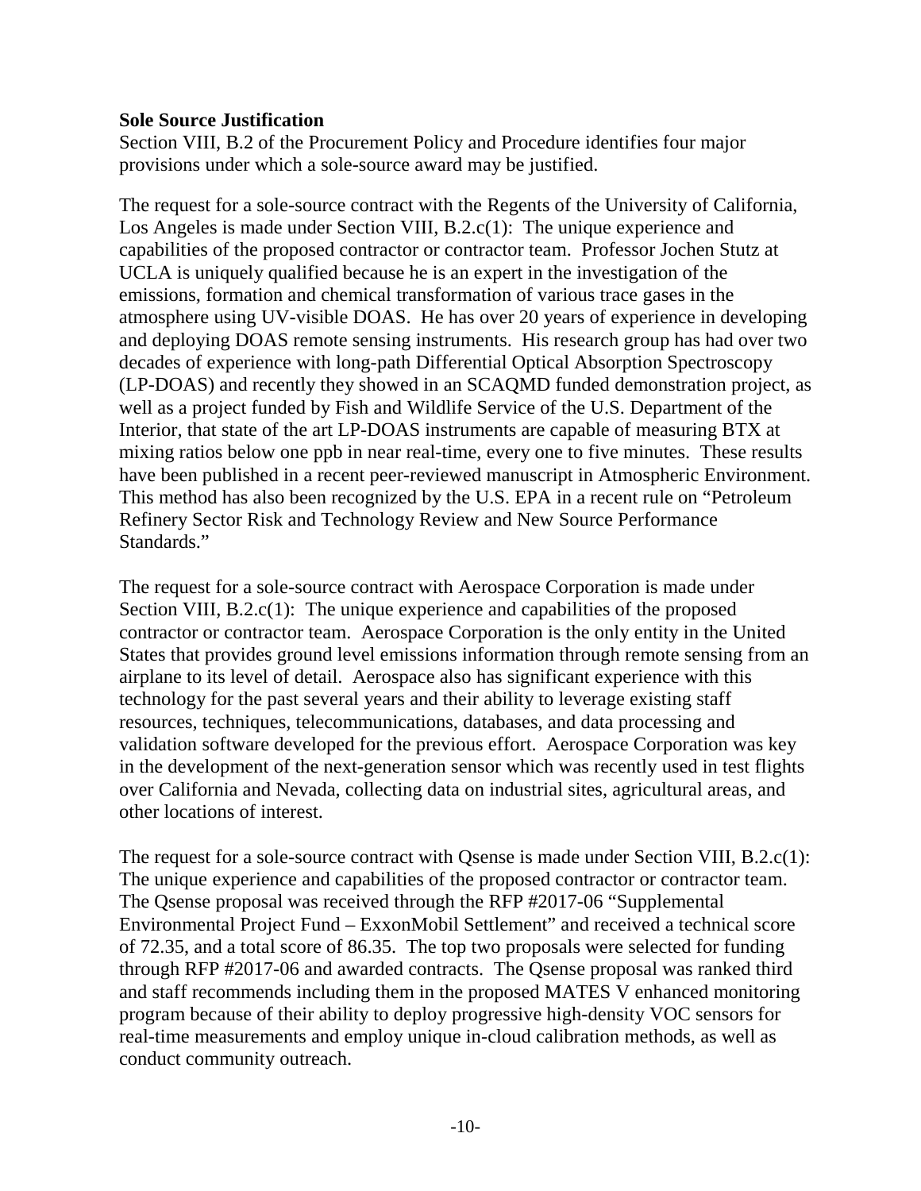**Sole Source Justification**

Section VIII, B.2 of the Procurement Policy and Procedure identifies four major provisions under which a sole-source award may be justified.

The request for a sole-source contract with the Regents of the University of California, Los Angeles is made under Section VIII, B.2.c(1): The unique experience and capabilities of the proposed contractor or contractor team. Professor Jochen Stutz at UCLA is uniquely qualified because he is an expert in the investigation of the emissions, formation and chemical transformation of various trace gases in the atmosphere using UV-visible DOAS. He has over 20 years of experience in developing and deploying DOAS remote sensing instruments. His research group has had over two decades of experience with long-path Differential Optical Absorption Spectroscopy (LP-DOAS) and recently they showed in an SCAQMD funded demonstration project, as well as a project funded by Fish and Wildlife Service of the U.S. Department of the Interior, that state of the art LP-DOAS instruments are capable of measuring BTX at mixing ratios below one ppb in near real-time, every one to five minutes. These results have been published in a recent peer-reviewed manuscript in Atmospheric Environment. This method has also been recognized by the U.S. EPA in a recent rule on "Petroleum Refinery Sector Risk and Technology Review and New Source Performance Standards."

The request for a sole-source contract with Aerospace Corporation is made under Section VIII, B.2.c(1): The unique experience and capabilities of the proposed contractor or contractor team. Aerospace Corporation is the only entity in the United States that provides ground level emissions information through remote sensing from an airplane to its level of detail. Aerospace also has significant experience with this technology for the past several years and their ability to leverage existing staff resources, techniques, telecommunications, databases, and data processing and validation software developed for the previous effort. Aerospace Corporation was key in the development of the next-generation sensor which was recently used in test flights over California and Nevada, collecting data on industrial sites, agricultural areas, and other locations of interest.

The request for a sole-source contract with Qsense is made under Section VIII, B.2.c(1): The unique experience and capabilities of the proposed contractor or contractor team. The Qsense proposal was received through the RFP #2017-06 "Supplemental Environmental Project Fund – ExxonMobil Settlement" and received a technical score of 72.35, and a total score of 86.35. The top two proposals were selected for funding through RFP #2017-06 and awarded contracts. The Qsense proposal was ranked third and staff recommends including them in the proposed MATES V enhanced monitoring program because of their ability to deploy progressive high-density VOC sensors for real-time measurements and employ unique in-cloud calibration methods, as well as conduct community outreach.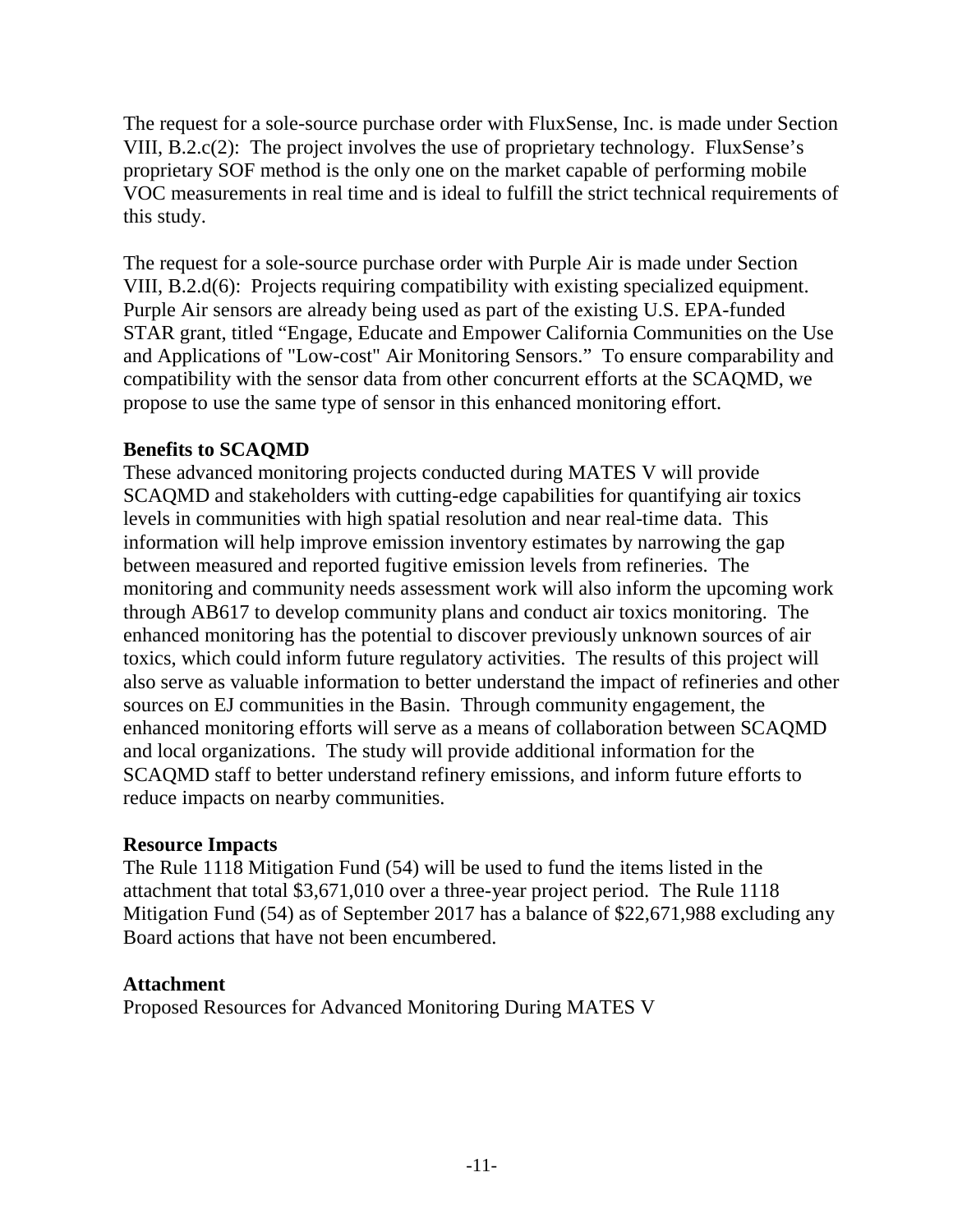The request for a sole-source purchase order with FluxSense, Inc. is made under Section VIII, B.2.c(2): The project involves the use of proprietary technology. FluxSense's proprietary SOF method is the only one on the market capable of performing mobile VOC measurements in real time and is ideal to fulfill the strict technical requirements of this study.

The request for a sole-source purchase order with Purple Air is made under Section VIII, B.2.d(6): Projects requiring compatibility with existing specialized equipment. Purple Air sensors are already being used as part of the existing U.S. EPA-funded STAR grant, titled "Engage, Educate and Empower California Communities on the Use and Applications of "Low-cost" Air Monitoring Sensors." To ensure comparability and compatibility with the sensor data from other concurrent efforts at the SCAQMD, we propose to use the same type of sensor in this enhanced monitoring effort.

**Benefits to SCAQMD**

These advanced monitoring projects conducted during MATES V will provide SCAQMD and stakeholders with cutting-edge capabilities for quantifying air toxics levels in communities with high spatial resolution and near real-time data. This information will help improve emission inventory estimates by narrowing the gap between measured and reported fugitive emission levels from refineries. The monitoring and community needs assessment work will also inform the upcoming work through AB617 to develop community plans and conduct air toxics monitoring. The enhanced monitoring has the potential to discover previously unknown sources of air toxics, which could inform future regulatory activities. The results of this project will also serve as valuable information to better understand the impact of refineries and other sources on EJ communities in the Basin. Through community engagement, the enhanced monitoring efforts will serve as a means of collaboration between SCAQMD and local organizations. The study will provide additional information for the SCAQMD staff to better understand refinery emissions, and inform future efforts to reduce impacts on nearby communities.

**Resource Impacts**

The Rule 1118 Mitigation Fund (54) will be used to fund the items listed in the attachment that total $3,671,010 over a three-year project period. The Rule 1118 Mitigation Fund (54) as of September 2017 has a balance of $22,671,988 excluding any Board actions that have not been encumbered.

**Attachment**

Proposed Resources for Advanced Monitoring During MATES V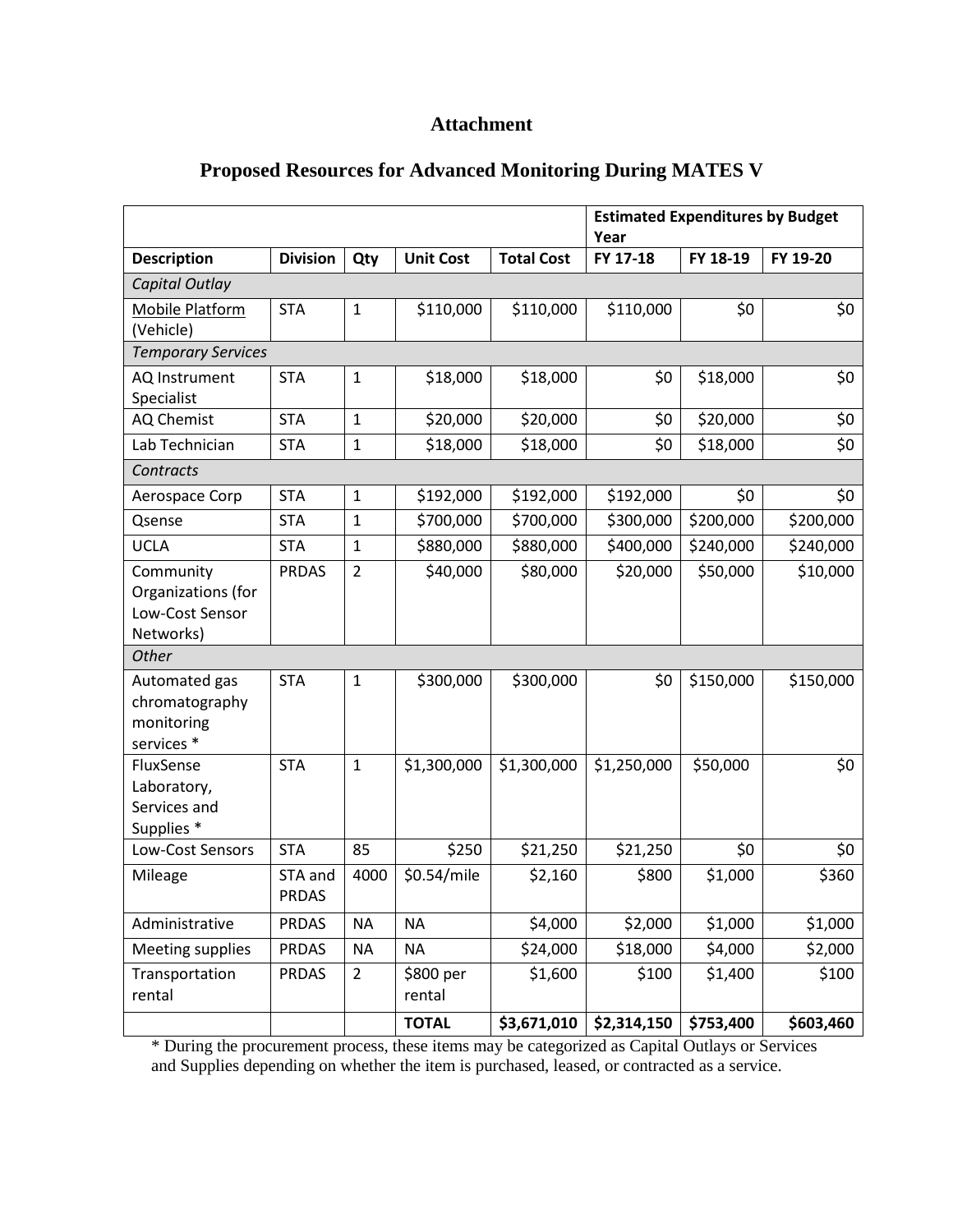# Attachment

## Proposed Resources for Advanced Monitoring During MATES V

| | | | | | Estimated Expenditures by Budget Year | | |
|---|---|---|---|---|---|---|---|
| **Description** | **Division** | **Qty** | **Unit Cost** | **Total Cost** | **FY 17-18** | **FY 18-19** | **FY 19-20** |
| *Capital Outlay* | | | | | | | |
| Mobile Platform (Vehicle) | STA | 1 | $110,000 | $110,000 | $110,000 | $0 | $0 |
| *Temporary Services* | | | | | | | |
| AQ Instrument Specialist | STA | 1 | $18,000 | $18,000 | $0 | $18,000 | $0 |
| AQ Chemist | STA | 1 | $20,000 | $20,000 | $0 | $20,000 | $0 |
| Lab Technician | STA | 1 | $18,000 | $18,000 | $0 | $18,000 | $0 |
| *Contracts* | | | | | | | |
| Aerospace Corp | STA | 1 | $192,000 | $192,000 | $192,000 | $0 | $0 |
| Qsense | STA | 1 | $700,000 | $700,000 | $300,000 | $200,000 | $200,000 |
| UCLA | STA | 1 | $880,000 | $880,000 | $400,000 | $240,000 | $240,000 |
| Community Organizations (for Low-Cost Sensor Networks) | PRDAS | 2 | $40,000 | $80,000 | $20,000 | $50,000 | $10,000 |
| *Other* | | | | | | | |
| Automated gas chromatography monitoring services * | STA | 1 | $300,000 | $300,000 | $0 | $150,000 | $150,000 |
| FluxSense Laboratory, Services and Supplies * | STA | 1 | $1,300,000 | $1,300,000 | $1,250,000 | $50,000 | $0 |
| Low-Cost Sensors | STA | 85 | $250 | $21,250 | $21,250 | $0 | $0 |
| Mileage | STA and PRDAS | 4000 | $0.54/mile | $2,160 | $800 | $1,000 | $360 |
| Administrative | PRDAS | NA | NA | $4,000 | $2,000 | $1,000 | $1,000 |
| Meeting supplies | PRDAS | NA | NA | $24,000 | $18,000 | $4,000 | $2,000 |
| Transportation rental | PRDAS | 2 | $800 per rental | $1,600 | $100 | $1,400 | $100 |
| | | | **TOTAL** | **$3,671,010** | **$2,314,150** | **$753,400** | **$603,460** |

* During the procurement process, these items may be categorized as Capital Outlays or Services and Supplies depending on whether the item is purchased, leased, or contracted as a service.